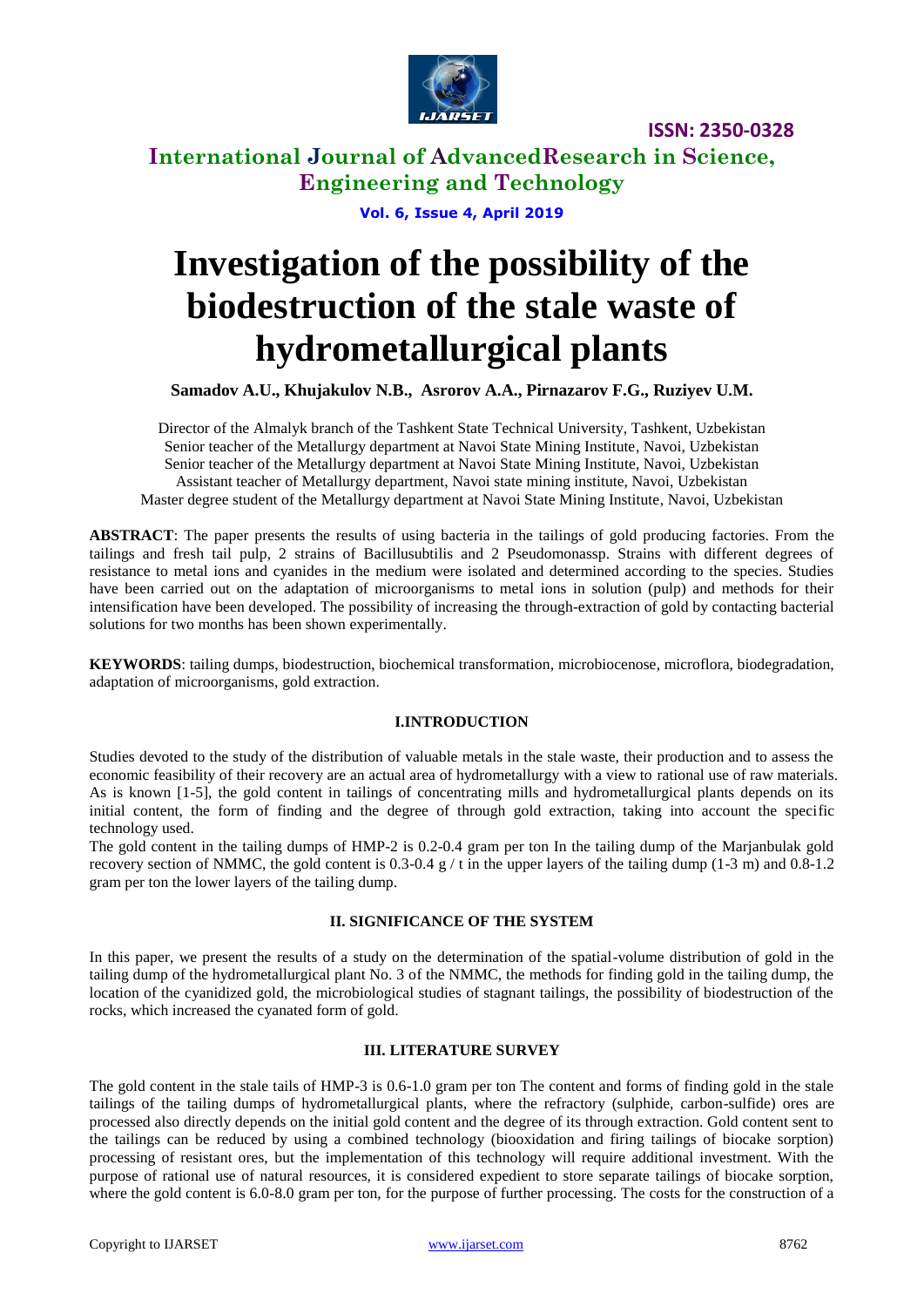# Investigation of the possibility of the biodestruction of the stale waste of hydrometallurgical plants

**Samadov A.U., Khujakulov N.B., Asrorov A.A., Pirnazarov F.G., Ruziyev U.M.**

Director of the Almalyk branch of the Tashkent State Technical University, Tashkent, Uzbekistan
Senior teacher of the Metallurgy department at Navoi State Mining Institute, Navoi, Uzbekistan
Senior teacher of the Metallurgy department at Navoi State Mining Institute, Navoi, Uzbekistan
Assistant teacher of Metallurgy department, Navoi state mining institute, Navoi, Uzbekistan
Master degree student of the Metallurgy department at Navoi State Mining Institute, Navoi, Uzbekistan

**ABSTRACT**: The paper presents the results of using bacteria in the tailings of gold producing factories. From the tailings and fresh tail pulp, 2 strains of Bacillussubtilis and 2 Pseudomonassp. Strains with different degrees of resistance to metal ions and cyanides in the medium were isolated and determined according to the species. Studies have been carried out on the adaptation of microorganisms to metal ions in solution (pulp) and methods for their intensification have been developed. The possibility of increasing the through-extraction of gold by contacting bacterial solutions for two months has been shown experimentally.

**KEYWORDS**: tailing dumps, biodestruction, biochemical transformation, microbiocenose, microflora, biodegradation, adaptation of microorganisms, gold extraction.

## I.INTRODUCTION

Studies devoted to the study of the distribution of valuable metals in the stale waste, their production and to assess the economic feasibility of their recovery are an actual area of hydrometallurgy with a view to rational use of raw materials. As is known [1-5], the gold content in tailings of concentrating mills and hydrometallurgical plants depends on its initial content, the form of finding and the degree of through gold extraction, taking into account the specific technology used.

The gold content in the tailing dumps of HMP-2 is 0.2-0.4 gram per ton In the tailing dump of the Marjanbulak gold recovery section of NMMC, the gold content is 0.3-0.4 g / t in the upper layers of the tailing dump (1-3 m) and 0.8-1.2 gram per ton the lower layers of the tailing dump.

## II. SIGNIFICANCE OF THE SYSTEM

In this paper, we present the results of a study on the determination of the spatial-volume distribution of gold in the tailing dump of the hydrometallurgical plant No. 3 of the NMMC, the methods for finding gold in the tailing dump, the location of the cyanidized gold, the microbiological studies of stagnant tailings, the possibility of biodestruction of the rocks, which increased the cyanated form of gold.

## III. LITERATURE SURVEY

The gold content in the stale tails of HMP-3 is 0.6-1.0 gram per ton The content and forms of finding gold in the stale tailings of the tailing dumps of hydrometallurgical plants, where the refractory (sulphide, carbon-sulfide) ores are processed also directly depends on the initial gold content and the degree of its through extraction. Gold content sent to the tailings can be reduced by using a combined technology (biooxidation and firing tailings of biocake sorption) processing of resistant ores, but the implementation of this technology will require additional investment. With the purpose of rational use of natural resources, it is considered expedient to store separate tailings of biocake sorption, where the gold content is 6.0-8.0 gram per ton, for the purpose of further processing. The costs for the construction of a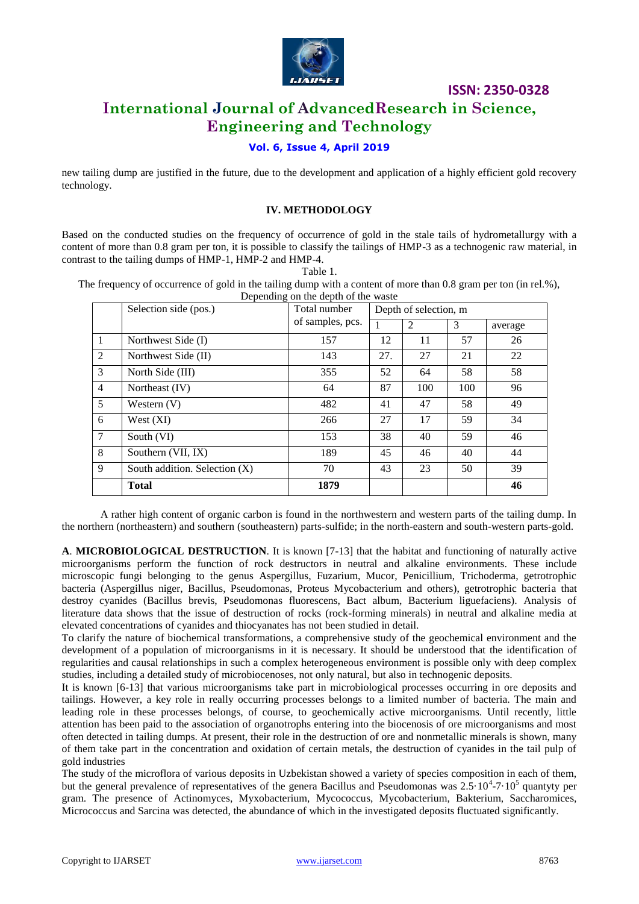new tailing dump are justified in the future, due to the development and application of a highly efficient gold recovery technology.

### IV. METHODOLOGY

Based on the conducted studies on the frequency of occurrence of gold in the stale tails of hydrometallurgy with a content of more than 0.8 gram per ton, it is possible to classify the tailings of HMP-3 as a technogenic raw material, in contrast to the tailing dumps of HMP-1, HMP-2 and HMP-4.

Table 1.

The frequency of occurrence of gold in the tailing dump with a content of more than 0.8 gram per ton (in rel.%), Depending on the depth of the waste

| | Selection side (pos.) | Total number of samples, pcs. | Depth of selection, m | | | |
|---|---|---|---|---|---|---|
| | | | 1 | 2 | 3 | average |
| 1 | Northwest Side (I) | 157 | 12 | 11 | 57 | 26 |
| 2 | Northwest Side (II) | 143 | 27. | 27 | 21 | 22 |
| 3 | North Side (III) | 355 | 52 | 64 | 58 | 58 |
| 4 | Northeast (IV) | 64 | 87 | 100 | 100 | 96 |
| 5 | Western (V) | 482 | 41 | 47 | 58 | 49 |
| 6 | West (XI) | 266 | 27 | 17 | 59 | 34 |
| 7 | South (VI) | 153 | 38 | 40 | 59 | 46 |
| 8 | Southern (VII, IX) | 189 | 45 | 46 | 40 | 44 |
| 9 | South addition. Selection (X) | 70 | 43 | 23 | 50 | 39 |
| | **Total** | **1879** | | | | **46** |

A rather high content of organic carbon is found in the northwestern and western parts of the tailing dump. In the northern (northeastern) and southern (southeastern) parts-sulfide; in the north-eastern and south-western parts-gold.

**A**. **MICROBIOLOGICAL DESTRUCTION**. It is known [7-13] that the habitat and functioning of naturally active microorganisms perform the function of rock destructors in neutral and alkaline environments. These include microscopic fungi belonging to the genus Aspergillus, Fuzarium, Mucor, Penicillium, Trichoderma, getrotrophic bacteria (Aspergillus niger, Bacillus, Pseudomonas, Proteus Mycobacterium and others), getrotrophic bacteria that destroy cyanides (Bacillus brevis, Pseudomonas fluorescens, Bact album, Bacterium liguefaciens). Analysis of literature data shows that the issue of destruction of rocks (rock-forming minerals) in neutral and alkaline media at elevated concentrations of cyanides and thiocyanates has not been studied in detail.

To clarify the nature of biochemical transformations, a comprehensive study of the geochemical environment and the development of a population of microorganisms in it is necessary. It should be understood that the identification of regularities and causal relationships in such a complex heterogeneous environment is possible only with deep complex studies, including a detailed study of microbiocenoses, not only natural, but also in technogenic deposits.

It is known [6-13] that various microorganisms take part in microbiological processes occurring in ore deposits and tailings. However, a key role in really occurring processes belongs to a limited number of bacteria. The main and leading role in these processes belongs, of course, to geochemically active microorganisms. Until recently, little attention has been paid to the association of organotrophs entering into the biocenosis of ore microorganisms and most often detected in tailing dumps. At present, their role in the destruction of ore and nonmetallic minerals is shown, many of them take part in the concentration and oxidation of certain metals, the destruction of cyanides in the tail pulp of gold industries

The study of the microflora of various deposits in Uzbekistan showed a variety of species composition in each of them, but the general prevalence of representatives of the genera Bacillus and Pseudomonas was $2.5 \cdot 10^4$-$7 \cdot 10^5$ quantyty per gram. The presence of Actinomyces, Myxobacterium, Mycococcus, Mycobacterium, Bakterium, Saccharomices, Micrococcus and Sarcina was detected, the abundance of which in the investigated deposits fluctuated significantly.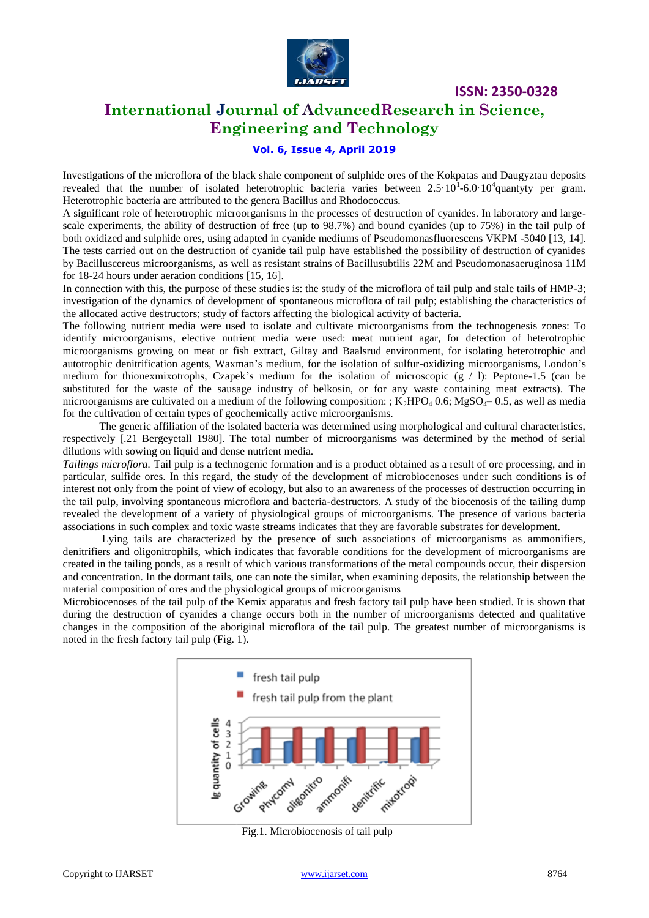Investigations of the microflora of the black shale component of sulphide ores of the Kokpatas and Daugyztau deposits revealed that the number of isolated heterotrophic bacteria varies between $2.5 \cdot 10^{1}$-$6.0 \cdot 10^{4}$quantyty per gram. Heterotrophic bacteria are attributed to the genera Bacillus and Rhodococcus.

A significant role of heterotrophic microorganisms in the processes of destruction of cyanides. In laboratory and large-scale experiments, the ability of destruction of free (up to 98.7%) and bound cyanides (up to 75%) in the tail pulp of both oxidized and sulphide ores, using adapted in cyanide mediums of Pseudomonasfluorescens VKPM -5040 [13, 14]. The tests carried out on the destruction of cyanide tail pulp have established the possibility of destruction of cyanides by Bacilluscereus microorganisms, as well as resistant strains of Bacillusubtilis 22M and Pseudomonasaeruginosa 11M for 18-24 hours under aeration conditions [15, 16].

In connection with this, the purpose of these studies is: the study of the microflora of tail pulp and stale tails of HMP-3; investigation of the dynamics of development of spontaneous microflora of tail pulp; establishing the characteristics of the allocated active destructors; study of factors affecting the biological activity of bacteria.

The following nutrient media were used to isolate and cultivate microorganisms from the technogenesis zones: To identify microorganisms, elective nutrient media were used: meat nutrient agar, for detection of heterotrophic microorganisms growing on meat or fish extract, Giltay and Baalsrud environment, for isolating heterotrophic and autotrophic denitrification agents, Waxman's medium, for the isolation of sulfur-oxidizing microorganisms, London's medium for thionexmixotrophs, Czapek's medium for the isolation of microscopic (g / l): Peptone-1.5 (can be substituted for the waste of the sausage industry of belkosin, or for any waste containing meat extracts). The microorganisms are cultivated on a medium of the following composition: ; $K_2HPO_4$ 0.6; $MgSO_4$– 0.5, as well as media for the cultivation of certain types of geochemically active microorganisms.

The generic affiliation of the isolated bacteria was determined using morphological and cultural characteristics, respectively [.21 Bergeyetall 1980]. The total number of microorganisms was determined by the method of serial dilutions with sowing on liquid and dense nutrient media.

*Tailings microflora.* Tail pulp is a technogenic formation and is a product obtained as a result of ore processing, and in particular, sulfide ores. In this regard, the study of the development of microbiocenoses under such conditions is of interest not only from the point of view of ecology, but also to an awareness of the processes of destruction occurring in the tail pulp, involving spontaneous microflora and bacteria-destructors. A study of the biocenosis of the tailing dump revealed the development of a variety of physiological groups of microorganisms. The presence of various bacteria associations in such complex and toxic waste streams indicates that they are favorable substrates for development.

Lying tails are characterized by the presence of such associations of microorganisms as ammonifiers, denitrifiers and oligonitrophils, which indicates that favorable conditions for the development of microorganisms are created in the tailing ponds, as a result of which various transformations of the metal compounds occur, their dispersion and concentration. In the dormant tails, one can note the similar, when examining deposits, the relationship between the material composition of ores and the physiological groups of microorganisms

Microbiocenoses of the tail pulp of the Kemix apparatus and fresh factory tail pulp have been studied. It is shown that during the destruction of cyanides a change occurs both in the number of microorganisms detected and qualitative changes in the composition of the aboriginal microflora of the tail pulp. The greatest number of microorganisms is noted in the fresh factory tail pulp (Fig. 1).

Fig.1. Microbiocenosis of tail pulp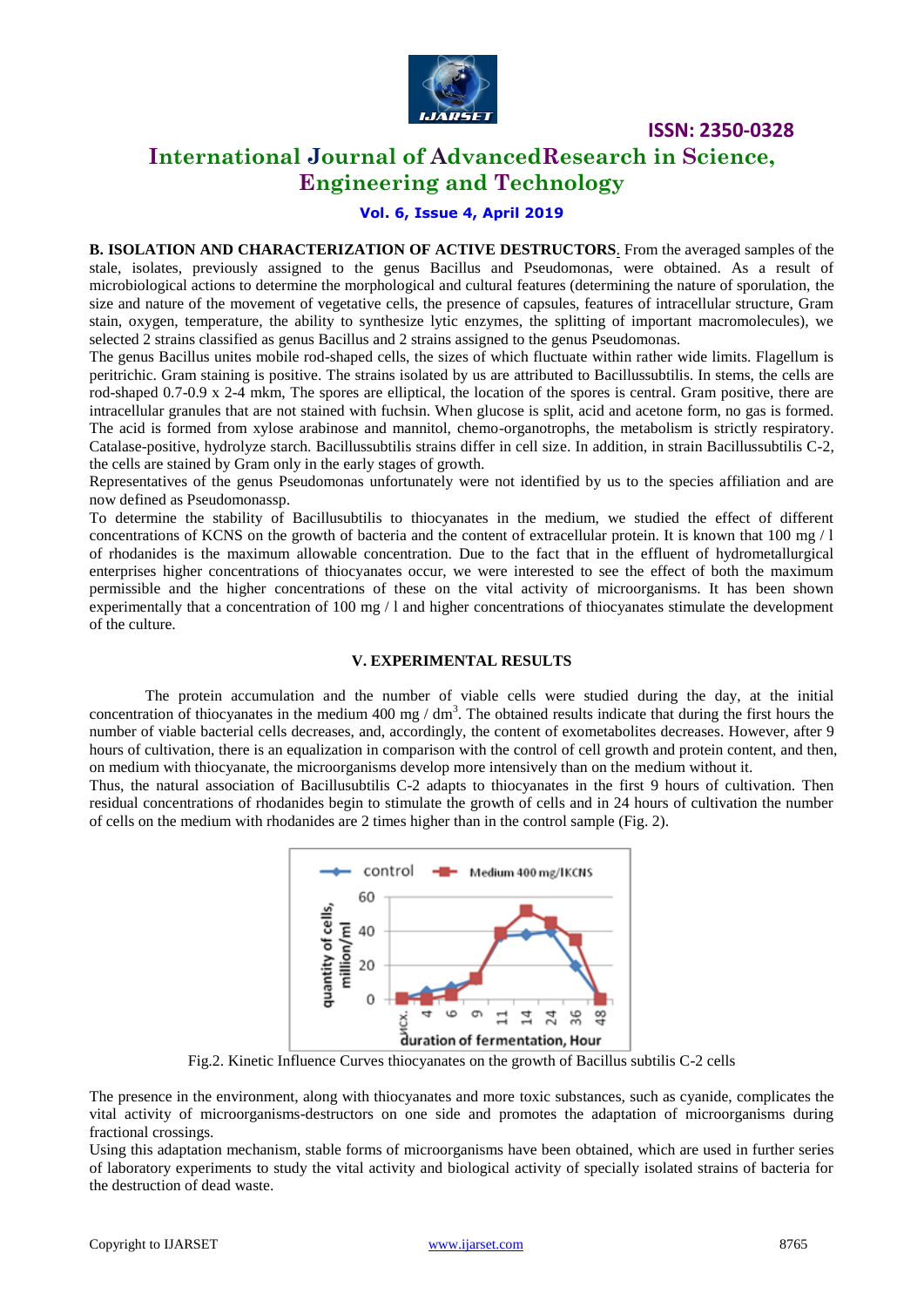**B. ISOLATION AND CHARACTERIZATION OF ACTIVE DESTRUCTORS**. From the averaged samples of the stale, isolates, previously assigned to the genus Bacillus and Pseudomonas, were obtained. As a result of microbiological actions to determine the morphological and cultural features (determining the nature of sporulation, the size and nature of the movement of vegetative cells, the presence of capsules, features of intracellular structure, Gram stain, oxygen, temperature, the ability to synthesize lytic enzymes, the splitting of important macromolecules), we selected 2 strains classified as genus Bacillus and 2 strains assigned to the genus Pseudomonas.

The genus Bacillus unites mobile rod-shaped cells, the sizes of which fluctuate within rather wide limits. Flagellum is peritrichic. Gram staining is positive. The strains isolated by us are attributed to Bacillussubtilis. In stems, the cells are rod-shaped 0.7-0.9 x 2-4 mkm, The spores are elliptical, the location of the spores is central. Gram positive, there are intracellular granules that are not stained with fuchsin. When glucose is split, acid and acetone form, no gas is formed. The acid is formed from xylose arabinose and mannitol, chemo-organotrophs, the metabolism is strictly respiratory. Catalase-positive, hydrolyze starch. Bacillussubtilis strains differ in cell size. In addition, in strain Bacillussubtilis C-2, the cells are stained by Gram only in the early stages of growth.

Representatives of the genus Pseudomonas unfortunately were not identified by us to the species affiliation and are now defined as Pseudomonassp.

To determine the stability of Bacillussubtilis to thiocyanates in the medium, we studied the effect of different concentrations of KCNS on the growth of bacteria and the content of extracellular protein. It is known that 100 mg / l of rhodanides is the maximum allowable concentration. Due to the fact that in the effluent of hydrometallurgical enterprises higher concentrations of thiocyanates occur, we were interested to see the effect of both the maximum permissible and the higher concentrations of these on the vital activity of microorganisms. It has been shown experimentally that a concentration of 100 mg / l and higher concentrations of thiocyanates stimulate the development of the culture.

## V. EXPERIMENTAL RESULTS

The protein accumulation and the number of viable cells were studied during the day, at the initial concentration of thiocyanates in the medium 400 mg / dm$^3$. The obtained results indicate that during the first hours the number of viable bacterial cells decreases, and, accordingly, the content of exometabolites decreases. However, after 9 hours of cultivation, there is an equalization in comparison with the control of cell growth and protein content, and then, on medium with thiocyanate, the microorganisms develop more intensively than on the medium without it.

Thus, the natural association of Bacillussubtilis C-2 adapts to thiocyanates in the first 9 hours of cultivation. Then residual concentrations of rhodanides begin to stimulate the growth of cells and in 24 hours of cultivation the number of cells on the medium with rhodanides are 2 times higher than in the control sample (Fig. 2).

Fig.2. Kinetic Influence Curves thiocyanates on the growth of Bacillus subtilis C-2 cells

The presence in the environment, along with thiocyanates and more toxic substances, such as cyanide, complicates the vital activity of microorganisms-destructors on one side and promotes the adaptation of microorganisms during fractional crossings.

Using this adaptation mechanism, stable forms of microorganisms have been obtained, which are used in further series of laboratory experiments to study the vital activity and biological activity of specially isolated strains of bacteria for the destruction of dead waste.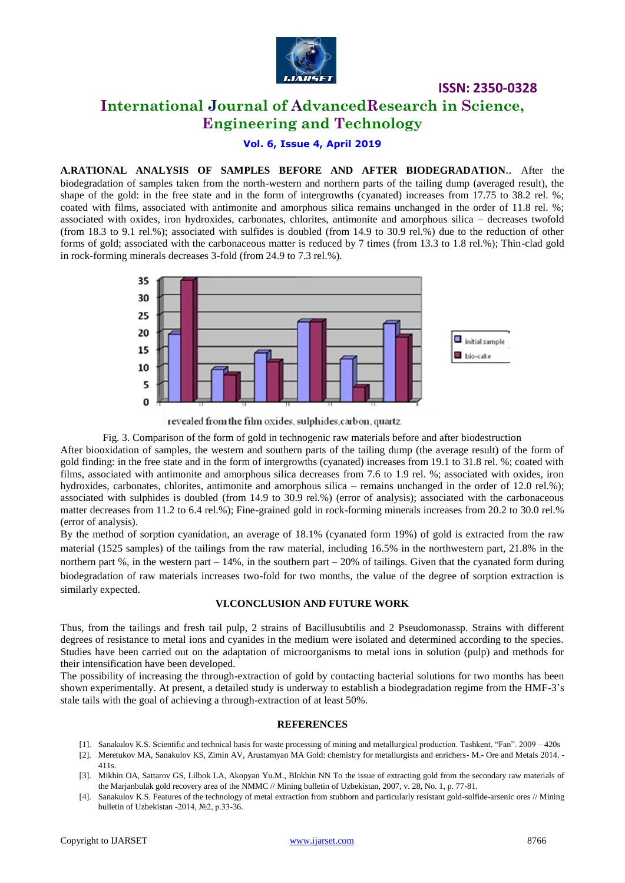**A.RATIONAL ANALYSIS OF SAMPLES BEFORE AND AFTER BIODEGRADATION.**. After the biodegradation of samples taken from the north-western and northern parts of the tailing dump (averaged result), the shape of the gold: in the free state and in the form of intergrowths (cyanated) increases from 17.75 to 38.2 rel. %; coated with films, associated with antimonite and amorphous silica remains unchanged in the order of 11.8 rel. %; associated with oxides, iron hydroxides, carbonates, chlorites, antimonite and amorphous silica – decreases twofold (from 18.3 to 9.1 rel.%); associated with sulfides is doubled (from 14.9 to 30.9 rel.%) due to the reduction of other forms of gold; associated with the carbonaceous matter is reduced by 7 times (from 13.3 to 1.8 rel.%); Thin-clad gold in rock-forming minerals decreases 3-fold (from 24.9 to 7.3 rel.%).

Fig. 3. Comparison of the form of gold in technogenic raw materials before and after biodestruction

After biooxidation of samples, the western and southern parts of the tailing dump (the average result) of the form of gold finding: in the free state and in the form of intergrowths (cyanated) increases from 19.1 to 31.8 rel. %; coated with films, associated with antimonite and amorphous silica decreases from 7.6 to 1.9 rel. %; associated with oxides, iron hydroxides, carbonates, chlorites, antimonite and amorphous silica – remains unchanged in the order of 12.0 rel.%); associated with sulphides is doubled (from 14.9 to 30.9 rel.%) (error of analysis); associated with the carbonaceous matter decreases from 11.2 to 6.4 rel.%); Fine-grained gold in rock-forming minerals increases from 20.2 to 30.0 rel.% (error of analysis).

By the method of sorption cyanidation, an average of 18.1% (cyanated form 19%) of gold is extracted from the raw material (1525 samples) of the tailings from the raw material, including 16.5% in the northwestern part, 21.8% in the northern part %, in the western part – 14%, in the southern part – 20% of tailings. Given that the cyanated form during biodegradation of raw materials increases two-fold for two months, the value of the degree of sorption extraction is similarly expected.

## VI.CONCLUSION AND FUTURE WORK

Thus, from the tailings and fresh tail pulp, 2 strains of Bacillussubtilis and 2 Pseudomonassp. Strains with different degrees of resistance to metal ions and cyanides in the medium were isolated and determined according to the species. Studies have been carried out on the adaptation of microorganisms to metal ions in solution (pulp) and methods for their intensification have been developed.

The possibility of increasing the through-extraction of gold by contacting bacterial solutions for two months has been shown experimentally. At present, a detailed study is underway to establish a biodegradation regime from the HMF-3's stale tails with the goal of achieving a through-extraction of at least 50%.

## REFERENCES

[1]. Sanakulov K.S. Scientific and technical basis for waste processing of mining and metallurgical production. Tashkent, "Fan". 2009 – 420s

[2]. Meretukov MA, Sanakulov KS, Zimin AV, Arustamyan MA Gold: chemistry for metallurgists and enrichers- M.- Ore and Metals 2014. - 411s.

[3]. Mikhin OA, Sattarov GS, Lilbok LA, Akopyan Yu.M., Blokhin NN To the issue of extracting gold from the secondary raw materials of the Marjanbulak gold recovery area of the NMMC // Mining bulletin of Uzbekistan, 2007, v. 28, No. 1, p. 77-81.

[4]. Sanakulov K.S. Features of the technology of metal extraction from stubborn and particularly resistant gold-sulfide-arsenic ores // Mining bulletin of Uzbekistan -2014, №2, p.33-36.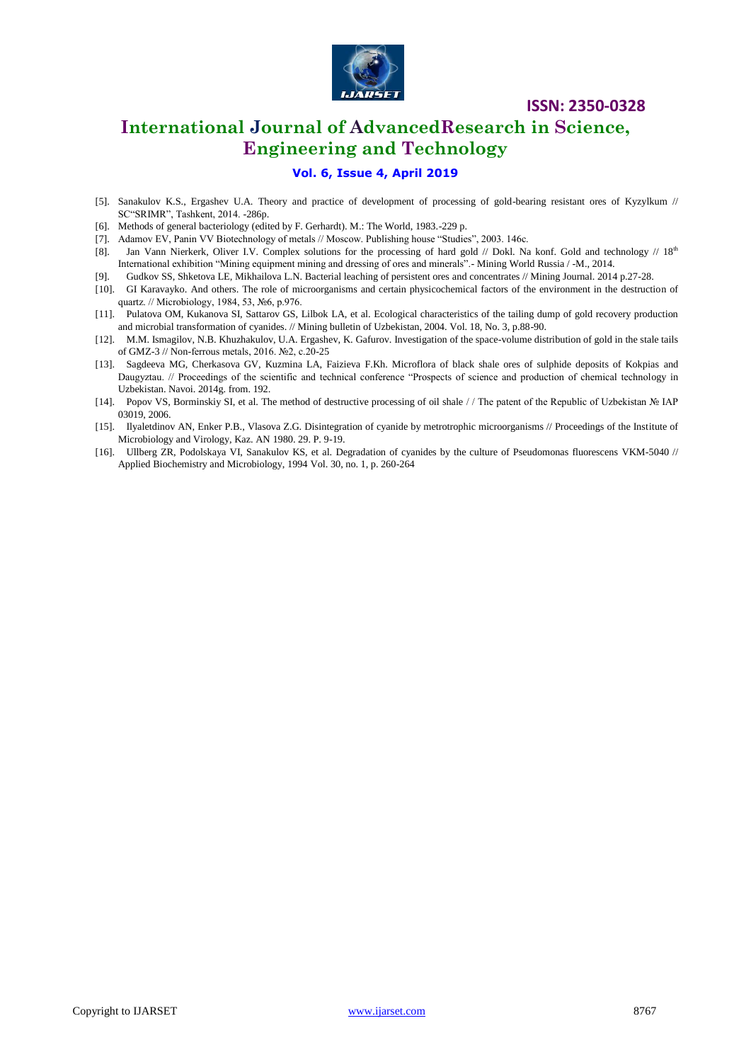[5]. Sanakulov K.S., Ergashev U.A. Theory and practice of development of processing of gold-bearing resistant ores of Kyzylkum // SC"SRIMR", Tashkent, 2014. -286p.

[6]. Methods of general bacteriology (edited by F. Gerhardt). M.: The World, 1983.-229 p.

[7]. Adamov EV, Panin VV Biotechnology of metals // Moscow. Publishing house "Studies", 2003. 146c.

[8]. Jan Vann Nierkerk, Oliver I.V. Complex solutions for the processing of hard gold // Dokl. Na konf. Gold and technology // 18th International exhibition "Mining equipment mining and dressing of ores and minerals".- Mining World Russia / -M., 2014.

[9]. Gudkov SS, Shketova LE, Mikhailova L.N. Bacterial leaching of persistent ores and concentrates // Mining Journal. 2014 p.27-28.

[10]. GI Karavayko. And others. The role of microorganisms and certain physicochemical factors of the environment in the destruction of quartz. // Microbiology, 1984, 53, №6, p.976.

[11]. Pulatova OM, Kukanova SI, Sattarov GS, Lilbok LA, et al. Ecological characteristics of the tailing dump of gold recovery production and microbial transformation of cyanides. // Mining bulletin of Uzbekistan, 2004. Vol. 18, No. 3, p.88-90.

[12]. M.M. Ismagilov, N.B. Khuzhakulov, U.A. Ergashev, K. Gafurov. Investigation of the space-volume distribution of gold in the stale tails of GMZ-3 // Non-ferrous metals, 2016. №2, c.20-25

[13]. Sagdeeva MG, Cherkasova GV, Kuzmina LA, Faizieva F.Kh. Microflora of black shale ores of sulphide deposits of Kokpias and Daugyztau. // Proceedings of the scientific and technical conference "Prospects of science and production of chemical technology in Uzbekistan. Navoi. 2014g. from. 192.

[14]. Popov VS, Borminskiy SI, et al. The method of destructive processing of oil shale / / The patent of the Republic of Uzbekistan № IAP 03019, 2006.

[15]. Ilyaletdinov AN, Enker P.B., Vlasova Z.G. Disintegration of cyanide by metrotrophic microorganisms // Proceedings of the Institute of Microbiology and Virology, Kaz. AN 1980. 29. P. 9-19.

[16]. Ullberg ZR, Podolskaya VI, Sanakulov KS, et al. Degradation of cyanides by the culture of Pseudomonas fluorescens VKM-5040 // Applied Biochemistry and Microbiology, 1994 Vol. 30, no. 1, p. 260-264